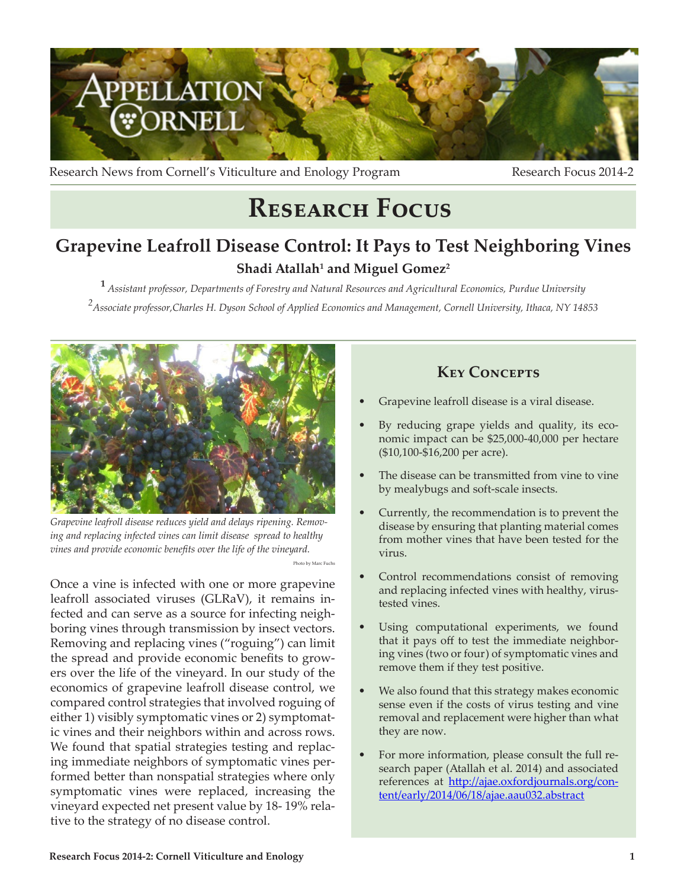Research News from Cornell's Viticulture and Enology Program

Research Focus 2014-2

# Research Focus

## Grapevine Leafroll Disease Control: It Pays to Test Neighboring Vines

**Shadi Atallah[1] and Miguel Gomez[2]**

[1] *Assistant professor, Departments of Forestry and Natural Resources and Agricultural Economics, Purdue University*

[2] *Associate professor, Charles H. Dyson School of Applied Economics and Management, Cornell University, Ithaca, NY 14853*

*Grapevine leafroll disease reduces yield and delays ripening. Removing and replacing infected vines can limit disease spread to healthy vines and provide economic benefits over the life of the vineyard.*

Photo by Marc Fuchs

Once a vine is infected with one or more grapevine leafroll associated viruses (GLRaV), it remains infected and can serve as a source for infecting neighboring vines through transmission by insect vectors. Removing and replacing vines ("roguing") can limit the spread and provide economic benefits to growers over the life of the vineyard. In our study of the economics of grapevine leafroll disease control, we compared control strategies that involved roguing of either 1) visibly symptomatic vines or 2) symptomatic vines and their neighbors within and across rows. We found that spatial strategies testing and replacing immediate neighbors of symptomatic vines performed better than nonspatial strategies where only symptomatic vines were replaced, increasing the vineyard expected net present value by 18- 19% relative to the strategy of no disease control.

### Key Concepts

- Grapevine leafroll disease is a viral disease.
- By reducing grape yields and quality, its economic impact can be $25,000-40,000 per hectare ($10,100-$16,200 per acre).
- The disease can be transmitted from vine to vine by mealybugs and soft-scale insects.
- Currently, the recommendation is to prevent the disease by ensuring that planting material comes from mother vines that have been tested for the virus.
- Control recommendations consist of removing and replacing infected vines with healthy, virus-tested vines.
- Using computational experiments, we found that it pays off to test the immediate neighboring vines (two or four) of symptomatic vines and remove them if they test positive.
- We also found that this strategy makes economic sense even if the costs of virus testing and vine removal and replacement were higher than what they are now.
- For more information, please consult the full research paper (Atallah et al. 2014) and associated references at http://ajae.oxfordjournals.org/content/early/2014/06/18/ajae.aau032.abstract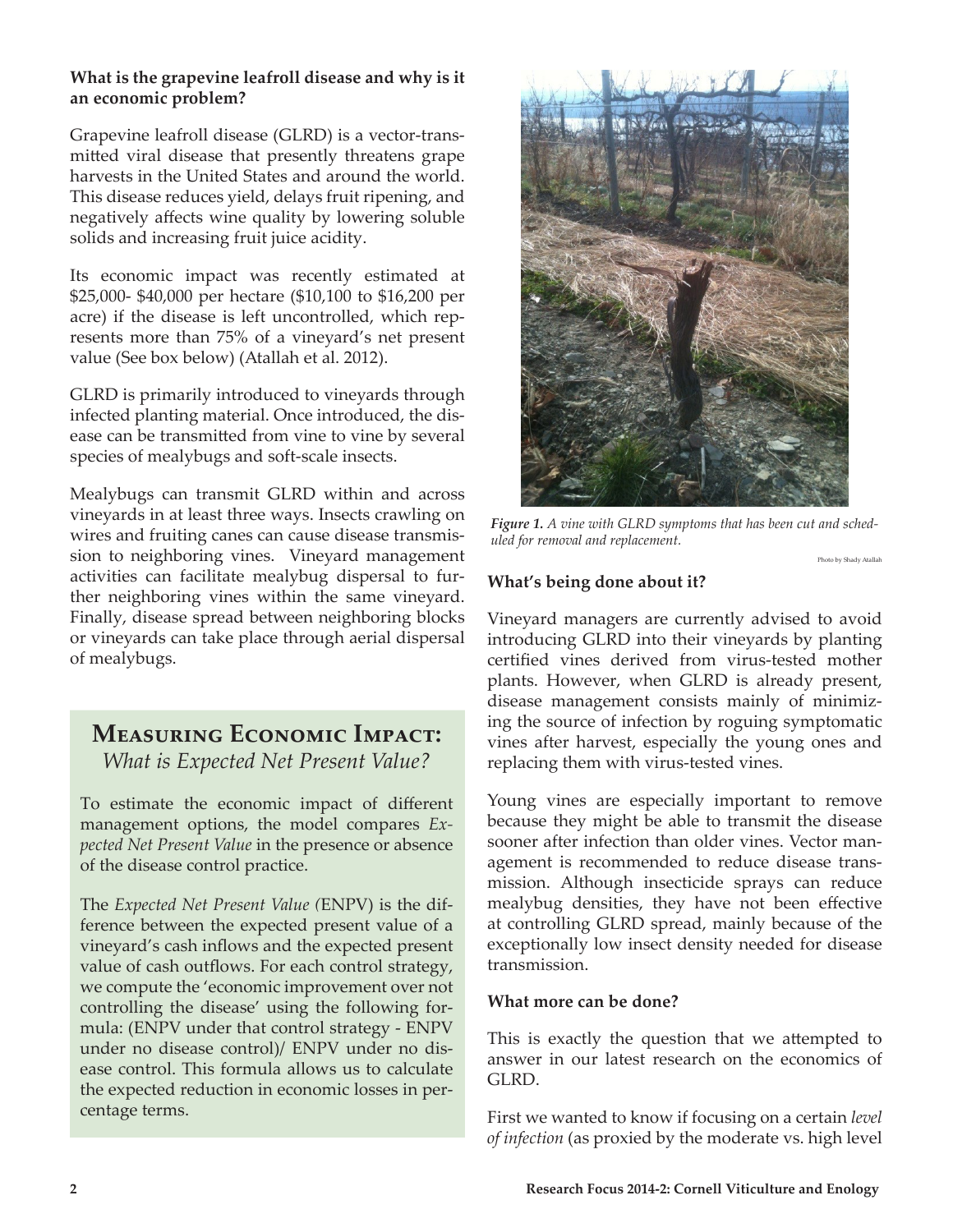**What is the grapevine leafroll disease and why is it an economic problem?**

Grapevine leafroll disease (GLRD) is a vector-transmitted viral disease that presently threatens grape harvests in the United States and around the world. This disease reduces yield, delays fruit ripening, and negatively affects wine quality by lowering soluble solids and increasing fruit juice acidity.

Its economic impact was recently estimated at $25,000- $40,000 per hectare ($10,100 to $16,200 per acre) if the disease is left uncontrolled, which represents more than 75% of a vineyard's net present value (See box below) (Atallah et al. 2012).

GLRD is primarily introduced to vineyards through infected planting material. Once introduced, the disease can be transmitted from vine to vine by several species of mealybugs and soft-scale insects.

Mealybugs can transmit GLRD within and across vineyards in at least three ways. Insects crawling on wires and fruiting canes can cause disease transmission to neighboring vines. Vineyard management activities can facilitate mealybug dispersal to further neighboring vines within the same vineyard. Finally, disease spread between neighboring blocks or vineyards can take place through aerial dispersal of mealybugs.

## Measuring Economic Impact:

*What is Expected Net Present Value?*

To estimate the economic impact of different management options, the model compares *Expected Net Present Value* in the presence or absence of the disease control practice.

The *Expected Net Present Value (*ENPV) is the difference between the expected present value of a vineyard's cash inflows and the expected present value of cash outflows. For each control strategy, we compute the 'economic improvement over not controlling the disease' using the following formula: (ENPV under that control strategy - ENPV under no disease control)/ ENPV under no disease control. This formula allows us to calculate the expected reduction in economic losses in percentage terms.

*Figure 1. A vine with GLRD symptoms that has been cut and scheduled for removal and replacement.*

Photo by Shady Atallah

**What's being done about it?**

Vineyard managers are currently advised to avoid introducing GLRD into their vineyards by planting certified vines derived from virus-tested mother plants. However, when GLRD is already present, disease management consists mainly of minimizing the source of infection by roguing symptomatic vines after harvest, especially the young ones and replacing them with virus-tested vines.

Young vines are especially important to remove because they might be able to transmit the disease sooner after infection than older vines. Vector management is recommended to reduce disease transmission. Although insecticide sprays can reduce mealybug densities, they have not been effective at controlling GLRD spread, mainly because of the exceptionally low insect density needed for disease transmission.

**What more can be done?**

This is exactly the question that we attempted to answer in our latest research on the economics of GLRD.

First we wanted to know if focusing on a certain *level of infection* (as proxied by the moderate vs. high level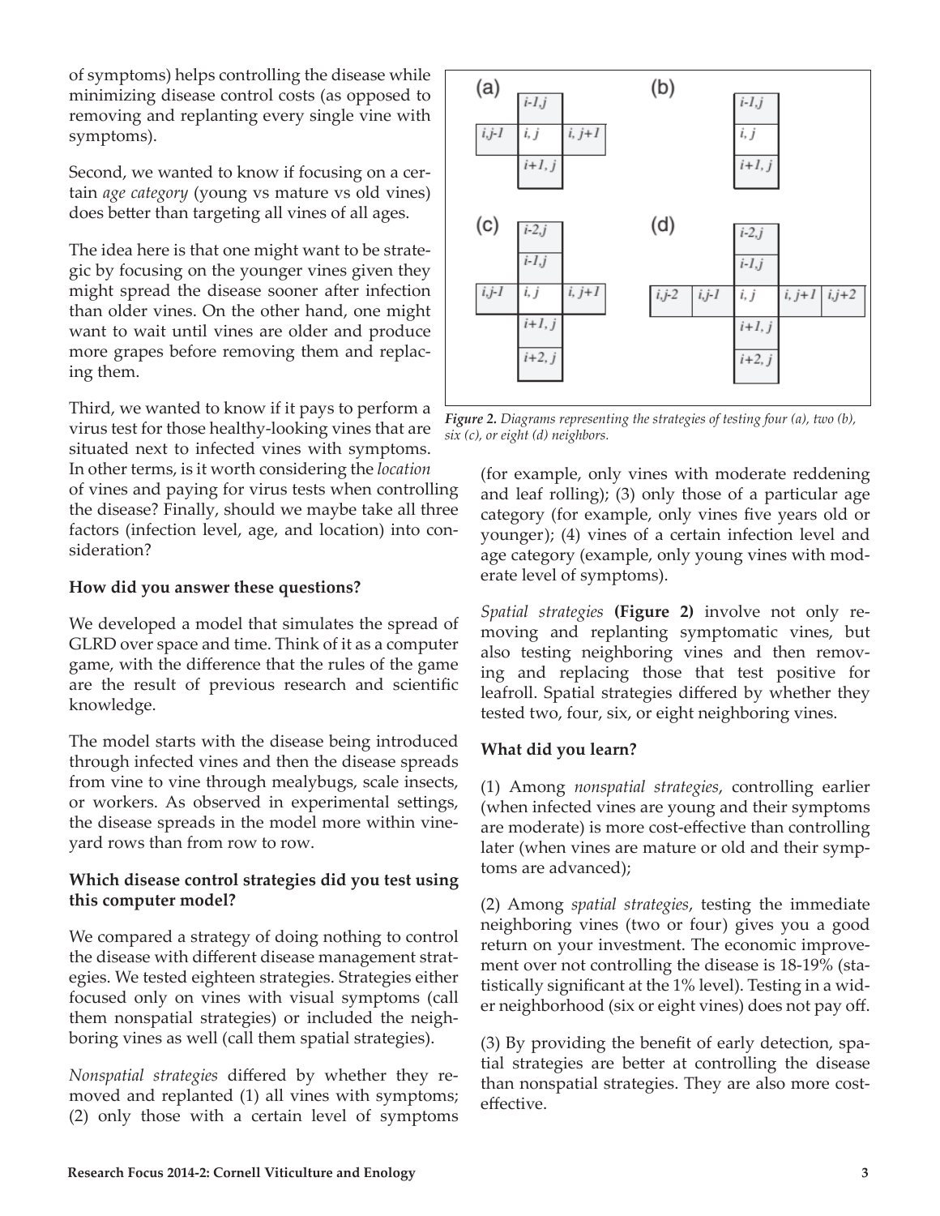of symptoms) helps controlling the disease while minimizing disease control costs (as opposed to removing and replanting every single vine with symptoms).

Second, we wanted to know if focusing on a certain *age category* (young vs mature vs old vines) does better than targeting all vines of all ages.

The idea here is that one might want to be strategic by focusing on the younger vines given they might spread the disease sooner after infection than older vines. On the other hand, one might want to wait until vines are older and produce more grapes before removing them and replacing them.

Third, we wanted to know if it pays to perform a virus test for those healthy-looking vines that are situated next to infected vines with symptoms. In other terms, is it worth considering the *location* of vines and paying for virus tests when controlling the disease? Finally, should we maybe take all three factors (infection level, age, and location) into consideration?

**How did you answer these questions?**

We developed a model that simulates the spread of GLRD over space and time. Think of it as a computer game, with the difference that the rules of the game are the result of previous research and scientific knowledge.

The model starts with the disease being introduced through infected vines and then the disease spreads from vine to vine through mealybugs, scale insects, or workers. As observed in experimental settings, the disease spreads in the model more within vineyard rows than from row to row.

**Which disease control strategies did you test using this computer model?**

We compared a strategy of doing nothing to control the disease with different disease management strategies. We tested eighteen strategies. Strategies either focused only on vines with visual symptoms (call them nonspatial strategies) or included the neighboring vines as well (call them spatial strategies).

*Nonspatial strategies* differed by whether they removed and replanted (1) all vines with symptoms; (2) only those with a certain level of symptoms (for example, only vines with moderate reddening and leaf rolling); (3) only those of a particular age category (for example, only vines five years old or younger); (4) vines of a certain infection level and age category (example, only young vines with moderate level of symptoms).

*Spatial strategies* **(Figure 2)** involve not only removing and replanting symptomatic vines, but also testing neighboring vines and then removing and replacing those that test positive for leafroll. Spatial strategies differed by whether they tested two, four, six, or eight neighboring vines.

*Figure 2. Diagrams representing the strategies of testing four (a), two (b), six (c), or eight (d) neighbors.*

**What did you learn?**

(1) Among *nonspatial strategies*, controlling earlier (when infected vines are young and their symptoms are moderate) is more cost-effective than controlling later (when vines are mature or old and their symptoms are advanced);

(2) Among *spatial strategies*, testing the immediate neighboring vines (two or four) gives you a good return on your investment. The economic improvement over not controlling the disease is 18-19% (statistically significant at the 1% level). Testing in a wider neighborhood (six or eight vines) does not pay off.

(3) By providing the benefit of early detection, spatial strategies are better at controlling the disease than nonspatial strategies. They are also more cost-effective.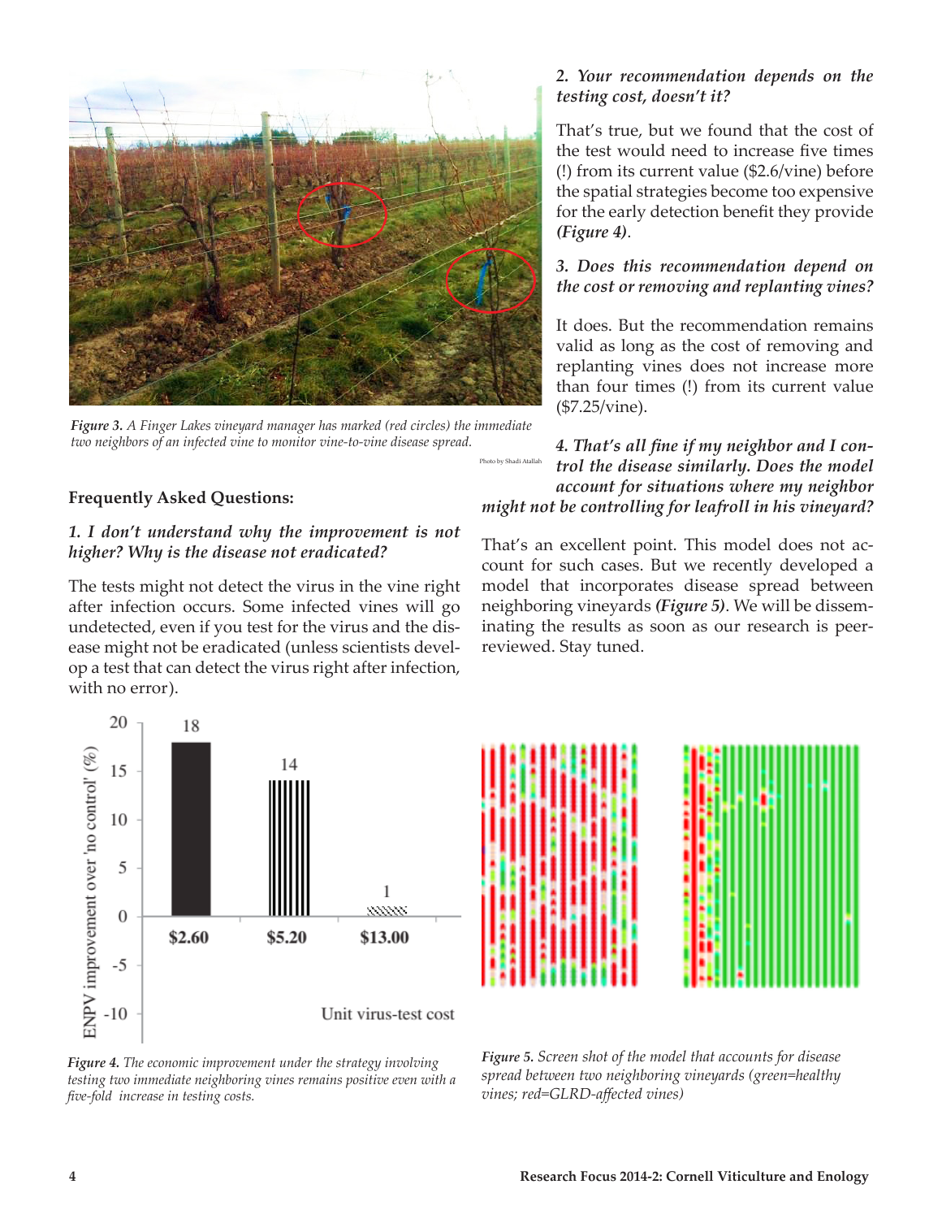*Figure 3. A Finger Lakes vineyard manager has marked (red circles) the immediate two neighbors of an infected vine to monitor vine-to-vine disease spread.*

Photo by Shadi Atallah

### Frequently Asked Questions:

***1. I don't understand why the improvement is not higher? Why is the disease not eradicated?***

The tests might not detect the virus in the vine right after infection occurs. Some infected vines will go undetected, even if you test for the virus and the disease might not be eradicated (unless scientists develop a test that can detect the virus right after infection, with no error).

***2. Your recommendation depends on the testing cost, doesn't it?***

That's true, but we found that the cost of the test would need to increase five times (!) from its current value ($2.6/vine) before the spatial strategies become too expensive for the early detection benefit they provide ***(Figure 4)***.

***3. Does this recommendation depend on the cost or removing and replanting vines?***

It does. But the recommendation remains valid as long as the cost of removing and replanting vines does not increase more than four times (!) from its current value ($7.25/vine).

***4. That's all fine if my neighbor and I control the disease similarly. Does the model account for situations where my neighbor might not be controlling for leafroll in his vineyard?***

That's an excellent point. This model does not account for such cases. But we recently developed a model that incorporates disease spread between neighboring vineyards ***(Figure 5)***. We will be disseminating the results as soon as our research is peer-reviewed. Stay tuned.

*Figure 4. The economic improvement under the strategy involving testing two immediate neighboring vines remains positive even with a five-fold increase in testing costs.*

*Figure 5. Screen shot of the model that accounts for disease spread between two neighboring vineyards (green=healthy vines; red=GLRD-affected vines)*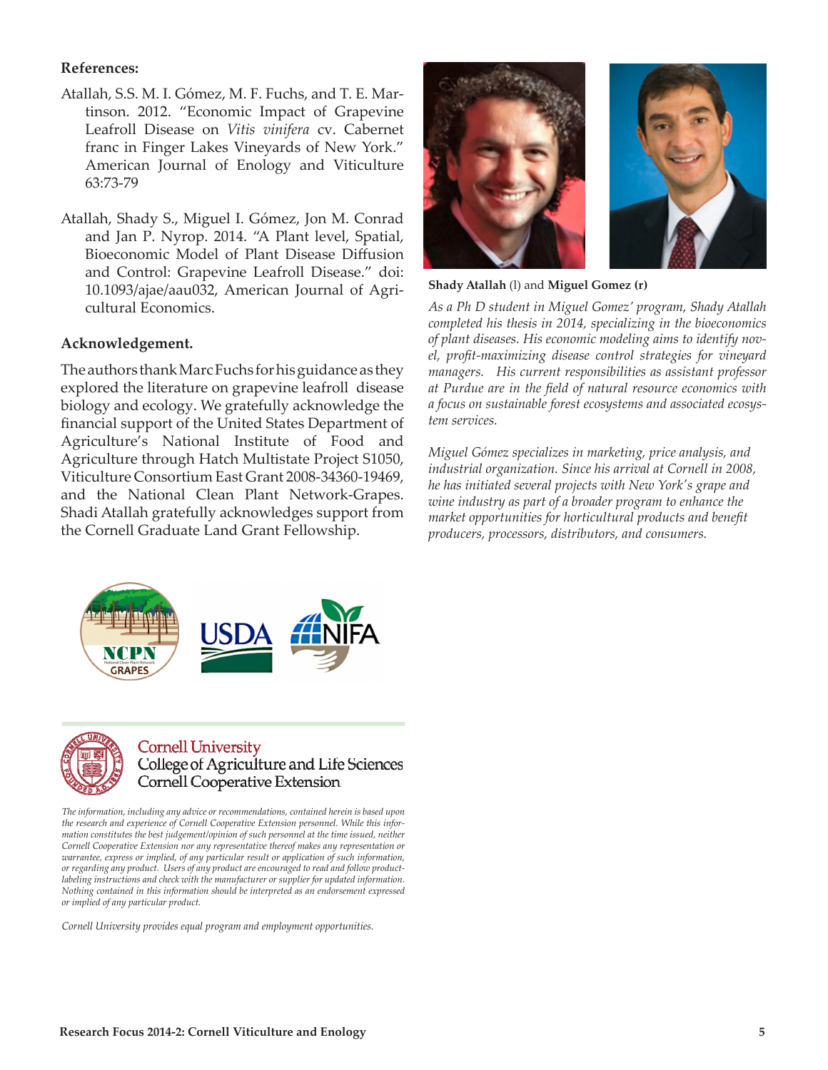**References:**

Atallah, S.S. M. I. Gómez, M. F. Fuchs, and T. E. Martinson. 2012. "Economic Impact of Grapevine Leafroll Disease on *Vitis vinifera* cv. Cabernet franc in Finger Lakes Vineyards of New York." American Journal of Enology and Viticulture 63:73-79

Atallah, Shady S., Miguel I. Gómez, Jon M. Conrad and Jan P. Nyrop. 2014. "A Plant level, Spatial, Bioeconomic Model of Plant Disease Diffusion and Control: Grapevine Leafroll Disease." doi: 10.1093/ajae/aau032, American Journal of Agricultural Economics.

**Acknowledgement.**

The authors thank Marc Fuchs for his guidance as they explored the literature on grapevine leafroll disease biology and ecology. We gratefully acknowledge the financial support of the United States Department of Agriculture's National Institute of Food and Agriculture through Hatch Multistate Project S1050, Viticulture Consortium East Grant 2008-34360-19469, and the National Clean Plant Network-Grapes. Shadi Atallah gratefully acknowledges support from the Cornell Graduate Land Grant Fellowship.

**Shady Atallah** (l) and **Miguel Gomez (r)**

*As a Ph D student in Miguel Gomez' program, Shady Atallah completed his thesis in 2014, specializing in the bioeconomics of plant diseases. His economic modeling aims to identify novel, profit-maximizing disease control strategies for vineyard managers. His current responsibilities as assistant professor at Purdue are in the field of natural resource economics with a focus on sustainable forest ecosystems and associated ecosystem services.*

*Miguel Gómez specializes in marketing, price analysis, and industrial organization. Since his arrival at Cornell in 2008, he has initiated several projects with New York's grape and wine industry as part of a broader program to enhance the market opportunities for horticultural products and benefit producers, processors, distributors, and consumers.*

NCPN GRAPES — National Clean Plant Network

USDA

NIFA

Cornell University
College of Agriculture and Life Sciences
Cornell Cooperative Extension

*The information, including any advice or recommendations, contained herein is based upon the research and experience of Cornell Cooperative Extension personnel. While this information constitutes the best judgement/opinion of such personnel at the time issued, neither Cornell Cooperative Extension nor any representative thereof makes any representation or warrantee, express or implied, of any particular result or application of such information, or regarding any product. Users of any product are encouraged to read and follow product-labeling instructions and check with the manufacturer or supplier for updated information. Nothing contained in this information should be interpreted as an endorsement expressed or implied of any particular product.*

*Cornell University provides equal program and employment opportunities.*